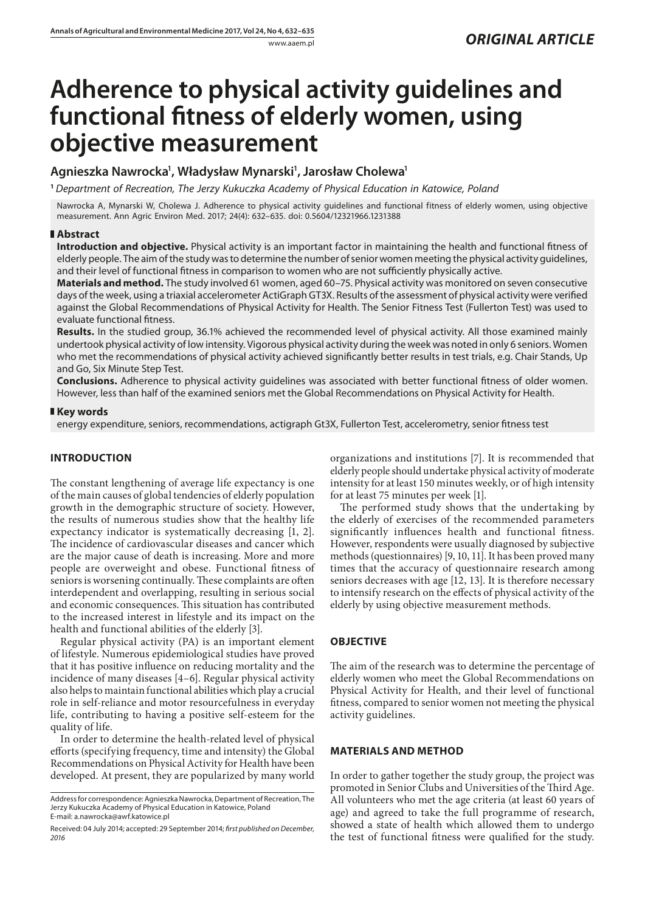*ORIGINAL ARTICLE*

# Adherence to physical activity guidelines and functional fitness of elderly women, using objective measurement

**Agnieszka Nawrocka[1], Władysław Mynarski[1], Jarosław Cholewa[1]**

[1] *Department of Recreation, The Jerzy Kukuczka Academy of Physical Education in Katowice, Poland*

Nawrocka A, Mynarski W, Cholewa J. Adherence to physical activity guidelines and functional fitness of elderly women, using objective measurement. Ann Agric Environ Med. 2017; 24(4): 632–635. doi: 0.5604/12321966.1231388

## Abstract

**Introduction and objective.** Physical activity is an important factor in maintaining the health and functional fitness of elderly people. The aim of the study was to determine the number of senior women meeting the physical activity guidelines, and their level of functional fitness in comparison to women who are not sufficiently physically active.

**Materials and method.** The study involved 61 women, aged 60–75. Physical activity was monitored on seven consecutive days of the week, using a triaxial accelerometer ActiGraph GT3X. Results of the assessment of physical activity were verified against the Global Recommendations of Physical Activity for Health. The Senior Fitness Test (Fullerton Test) was used to evaluate functional fitness.

**Results.** In the studied group, 36.1% achieved the recommended level of physical activity. All those examined mainly undertook physical activity of low intensity. Vigorous physical activity during the week was noted in only 6 seniors. Women who met the recommendations of physical activity achieved significantly better results in test trials, e.g. Chair Stands, Up and Go, Six Minute Step Test.

**Conclusions.** Adherence to physical activity guidelines was associated with better functional fitness of older women. However, less than half of the examined seniors met the Global Recommendations on Physical Activity for Health.

## Key words

energy expenditure, seniors, recommendations, actigraph Gt3X, Fullerton Test, accelerometry, senior fitness test

## INTRODUCTION

The constant lengthening of average life expectancy is one of the main causes of global tendencies of elderly population growth in the demographic structure of society. However, the results of numerous studies show that the healthy life expectancy indicator is systematically decreasing [1, 2]. The incidence of cardiovascular diseases and cancer which are the major cause of death is increasing. More and more people are overweight and obese. Functional fitness of seniors is worsening continually. These complaints are often interdependent and overlapping, resulting in serious social and economic consequences. This situation has contributed to the increased interest in lifestyle and its impact on the health and functional abilities of the elderly [3].

Regular physical activity (PA) is an important element of lifestyle. Numerous epidemiological studies have proved that it has positive influence on reducing mortality and the incidence of many diseases [4–6]. Regular physical activity also helps to maintain functional abilities which play a crucial role in self-reliance and motor resourcefulness in everyday life, contributing to having a positive self-esteem for the quality of life.

In order to determine the health-related level of physical efforts (specifying frequency, time and intensity) the Global Recommendations on Physical Activity for Health have been developed. At present, they are popularized by many world organizations and institutions [7]. It is recommended that elderly people should undertake physical activity of moderate intensity for at least 150 minutes weekly, or of high intensity for at least 75 minutes per week [1].

The performed study shows that the undertaking by the elderly of exercises of the recommended parameters significantly influences health and functional fitness. However, respondents were usually diagnosed by subjective methods (questionnaires) [9, 10, 11]. It has been proved many times that the accuracy of questionnaire research among seniors decreases with age [12, 13]. It is therefore necessary to intensify research on the effects of physical activity of the elderly by using objective measurement methods.

Address for correspondence: Agnieszka Nawrocka, Department of Recreation, The Jerzy Kukuczka Academy of Physical Education in Katowice, Poland
E-mail: a.nawrocka@awf.katowice.pl

Received: 04 July 2014; accepted: 29 September 2014; *first published on December, 2016*

## OBJECTIVE

The aim of the research was to determine the percentage of elderly women who meet the Global Recommendations on Physical Activity for Health, and their level of functional fitness, compared to senior women not meeting the physical activity guidelines.

## MATERIALS AND METHOD

In order to gather together the study group, the project was promoted in Senior Clubs and Universities of the Third Age. All volunteers who met the age criteria (at least 60 years of age) and agreed to take the full programme of research, showed a state of health which allowed them to undergo the test of functional fitness were qualified for the study.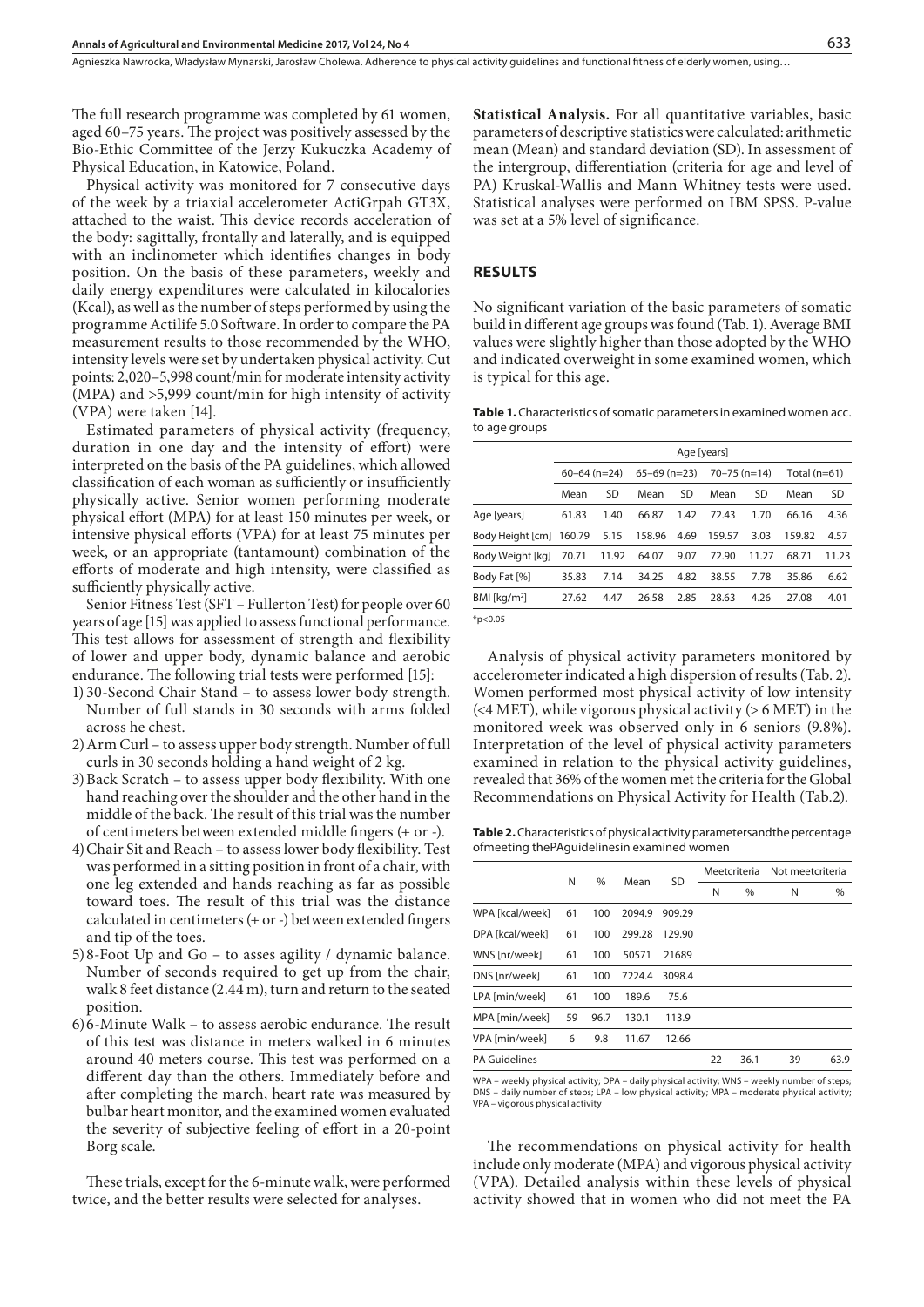The full research programme was completed by 61 women, aged 60–75 years. The project was positively assessed by the Bio-Ethic Committee of the Jerzy Kukuczka Academy of Physical Education, in Katowice, Poland.

Physical activity was monitored for 7 consecutive days of the week by a triaxial accelerometer ActiGrpah GT3X, attached to the waist. This device records acceleration of the body: sagittally, frontally and laterally, and is equipped with an inclinometer which identifies changes in body position. On the basis of these parameters, weekly and daily energy expenditures were calculated in kilocalories (Kcal), as well as the number of steps performed by using the programme Actilife 5.0 Software. In order to compare the PA measurement results to those recommended by the WHO, intensity levels were set by undertaken physical activity. Cut points: 2,020–5,998 count/min for moderate intensity activity (MPA) and >5,999 count/min for high intensity of activity (VPA) were taken [14].

Estimated parameters of physical activity (frequency, duration in one day and the intensity of effort) were interpreted on the basis of the PA guidelines, which allowed classification of each woman as sufficiently or insufficiently physically active. Senior women performing moderate physical effort (MPA) for at least 150 minutes per week, or intensive physical efforts (VPA) for at least 75 minutes per week, or an appropriate (tantamount) combination of the efforts of moderate and high intensity, were classified as sufficiently physically active.

Senior Fitness Test (SFT – Fullerton Test) for people over 60 years of age [15] was applied to assess functional performance. This test allows for assessment of strength and flexibility of lower and upper body, dynamic balance and aerobic endurance. The following trial tests were performed [15]:

1) 30-Second Chair Stand – to assess lower body strength. Number of full stands in 30 seconds with arms folded across he chest.
2) Arm Curl – to assess upper body strength. Number of full curls in 30 seconds holding a hand weight of 2 kg.
3) Back Scratch – to assess upper body flexibility. With one hand reaching over the shoulder and the other hand in the middle of the back. The result of this trial was the number of centimeters between extended middle fingers (+ or -).
4) Chair Sit and Reach – to assess lower body flexibility. Test was performed in a sitting position in front of a chair, with one leg extended and hands reaching as far as possible toward toes. The result of this trial was the distance calculated in centimeters (+ or -) between extended fingers and tip of the toes.
5) 8-Foot Up and Go – to asses agility / dynamic balance. Number of seconds required to get up from the chair, walk 8 feet distance (2.44 m), turn and return to the seated position.
6) 6-Minute Walk – to assess aerobic endurance. The result of this test was distance in meters walked in 6 minutes around 40 meters course. This test was performed on a different day than the others. Immediately before and after completing the march, heart rate was measured by bulbar heart monitor, and the examined women evaluated the severity of subjective feeling of effort in a 20-point Borg scale.

These trials, except for the 6-minute walk, were performed twice, and the better results were selected for analyses.

**Statistical Analysis.** For all quantitative variables, basic parameters of descriptive statistics were calculated: arithmetic mean (Mean) and standard deviation (SD). In assessment of the intergroup, differentiation (criteria for age and level of PA) Kruskal-Wallis and Mann Whitney tests were used. Statistical analyses were performed on IBM SPSS. P-value was set at a 5% level of significance.

## RESULTS

No significant variation of the basic parameters of somatic build in different age groups was found (Tab. 1). Average BMI values were slightly higher than those adopted by the WHO and indicated overweight in some examined women, which is typical for this age.

**Table 1.** Characteristics of somatic parameters in examined women acc. to age groups

| | Age [years] | | | | | | | |
|---|---|---|---|---|---|---|---|---|
| | 60–64 (n=24) | | 65–69 (n=23) | | 70–75 (n=14) | | Total (n=61) | |
| | Mean | SD | Mean | SD | Mean | SD | Mean | SD |
| Age [years] | 61.83 | 1.40 | 66.87 | 1.42 | 72.43 | 1.70 | 66.16 | 4.36 |
| Body Height [cm] | 160.79 | 5.15 | 158.96 | 4.69 | 159.57 | 3.03 | 159.82 | 4.57 |
| Body Weight [kg] | 70.71 | 11.92 | 64.07 | 9.07 | 72.90 | 11.27 | 68.71 | 11.23 |
| Body Fat [%] | 35.83 | 7.14 | 34.25 | 4.82 | 38.55 | 7.78 | 35.86 | 6.62 |
| BMI [kg/m²] | 27.62 | 4.47 | 26.58 | 2.85 | 28.63 | 4.26 | 27.08 | 4.01 |

*$p<0.05$

Analysis of physical activity parameters monitored by accelerometer indicated a high dispersion of results (Tab. 2). Women performed most physical activity of low intensity (<4 MET), while vigorous physical activity (> 6 MET) in the monitored week was observed only in 6 seniors (9.8%). Interpretation of the level of physical activity parameters examined in relation to the physical activity guidelines, revealed that 36% of the women met the criteria for the Global Recommendations on Physical Activity for Health (Tab.2).

**Table 2.** Characteristics of physical activity parametersandthe percentage ofmeeting thePAguidelinesin examined women

| | N | % | Mean | SD | Meetcriteria | | Not meetcriteria | |
|---|---|---|---|---|---|---|---|---|
| | | | | | N | % | N | % |
| WPA [kcal/week] | 61 | 100 | 2094.9 | 909.29 | | | | |
| DPA [kcal/week] | 61 | 100 | 299.28 | 129.90 | | | | |
| WNS [nr/week] | 61 | 100 | 50571 | 21689 | | | | |
| DNS [nr/week] | 61 | 100 | 7224.4 | 3098.4 | | | | |
| LPA [min/week] | 61 | 100 | 189.6 | 75.6 | | | | |
| MPA [min/week] | 59 | 96.7 | 130.1 | 113.9 | | | | |
| VPA [min/week] | 6 | 9.8 | 11.67 | 12.66 | | | | |
| PA Guidelines | | | | | 22 | 36.1 | 39 | 63.9 |

WPA – weekly physical activity; DPA – daily physical activity; WNS – weekly number of steps; DNS – daily number of steps; LPA – low physical activity; MPA – moderate physical activity; VPA – vigorous physical activity

The recommendations on physical activity for health include only moderate (MPA) and vigorous physical activity (VPA). Detailed analysis within these levels of physical activity showed that in women who did not meet the PA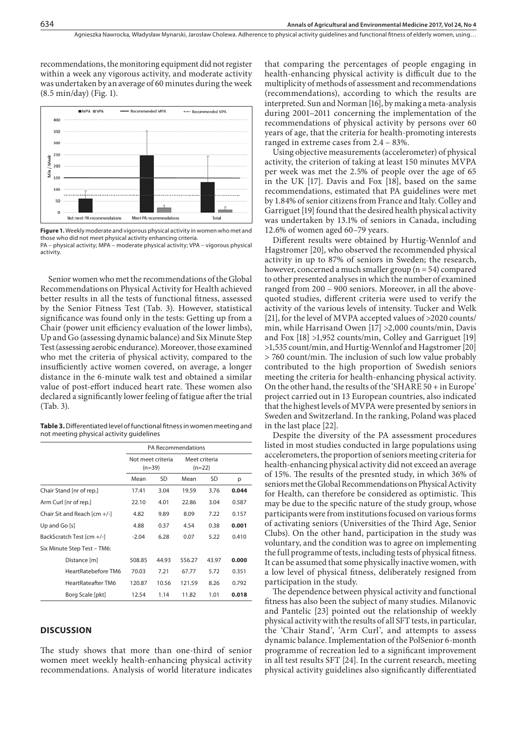recommendations, the monitoring equipment did not register within a week any vigorous activity, and moderate activity was undertaken by an average of 60 minutes during the week (8.5 min/day) (Fig. 1).

**Figure 1.** Weekly moderate and vigorous physical activity in women who met and those who did not meet physical activity enhancing criteria.
PA – physical activity; MPA – moderate physical activity; VPA – vigorous physical activity.

Senior women who met the recommendations of the Global Recommendations on Physical Activity for Health achieved better results in all the tests of functional fitness, assessed by the Senior Fitness Test (Tab. 3). However, statistical significance was found only in the tests: Getting up from a Chair (power unit efficiency evaluation of the lower limbs), Up and Go (assessing dynamic balance) and Six Minute Step Test (assessing aerobic endurance). Moreover, those examined who met the criteria of physical activity, compared to the insufficiently active women covered, on average, a longer distance in the 6-minute walk test and obtained a similar value of post-effort induced heart rate. These women also declared a significantly lower feeling of fatigue after the trial (Tab. 3).

**Table 3.** Differentiated level of functional fitness in women meeting and not meeting physical activity guidelines

| | PA Recommendations | | | | |
|---|---|---|---|---|---|
| | Not meet criteria (n=39) | | Meet criteria (n=22) | | |
| | Mean | SD | Mean | SD | p |
| Chair Stand [nr of rep.] | 17.41 | 3.04 | 19.59 | 3.76 | **0.044** |
| Arm Curl [nr of rep.] | 22.10 | 4.01 | 22.86 | 3.04 | 0.587 |
| Chair Sit and Reach [cm +/-] | 4.82 | 9.89 | 8.09 | 7.22 | 0.157 |
| Up and Go [s] | 4.88 | 0.37 | 4.54 | 0.38 | **0.001** |
| BackScratch Test [cm +/-] | -2.04 | 6.28 | 0.07 | 5.22 | 0.410 |
| Six Minute Step Test – TM6: | | | | | |
| Distance [m] | 508.85 | 44.93 | 556.27 | 43.97 | **0.000** |
| HeartRatebefore TM6 | 70.03 | 7.21 | 67.77 | 5.72 | 0.351 |
| HeartRateafter TM6 | 120.87 | 10.56 | 121.59 | 8.26 | 0.792 |
| Borg Scale [pkt] | 12.54 | 1.14 | 11.82 | 1.01 | **0.018** |

## DISCUSSION

The study shows that more than one-third of senior women meet weekly health-enhancing physical activity recommendations. Analysis of world literature indicates that comparing the percentages of people engaging in health-enhancing physical activity is difficult due to the multiplicity of methods of assessment and recommendations (recommendations), according to which the results are interpreted. Sun and Norman [16], by making a meta-analysis during 2001–2011 concerning the implementation of the recommendations of physical activity by persons over 60 years of age, that the criteria for health-promoting interests ranged in extreme cases from 2.4 – 83%.

Using objective measurements (accelerometer) of physical activity, the criterion of taking at least 150 minutes MVPA per week was met the 2.5% of people over the age of 65 in the UK [17]. Davis and Fox [18], based on the same recommendations, estimated that PA guidelines were met by 1.84% of senior citizens from France and Italy. Colley and Garriguet [19] found that the desired health physical activity was undertaken by 13.1% of seniors in Canada, including 12.6% of women aged 60–79 years.

Different results were obtained by Hurtig-Wennlof and Hagstromer [20], who observed the recommended physical activity in up to 87% of seniors in Sweden; the research, however, concerned a much smaller group (n = 54) compared to other presented analyses in which the number of examined ranged from 200 – 900 seniors. Moreover, in all the above-quoted studies, different criteria were used to verify the activity of the various levels of intensity. Tucker and Welk [21], for the level of MVPA accepted values of >2020 counts/min, while Harrisand Owen [17] >2,000 counts/min, Davis and Fox [18] >1,952 counts/min, Colley and Garriguet [19] >1,535 count/min, and Hurtig-Wennlof and Hagstromer [20] > 760 count/min. The inclusion of such low value probably contributed to the high proportion of Swedish seniors meeting the criteria for health-enhancing physical activity. On the other hand, the results of the 'SHARE 50 + in Europe' project carried out in 13 European countries, also indicated that the highest levels of MVPA were presented by seniors in Sweden and Switzerland. In the ranking, Poland was placed in the last place [22].

Despite the diversity of the PA assessment procedures listed in most studies conducted in large populations using accelerometers, the proportion of seniors meeting criteria for health-enhancing physical activity did not exceed an average of 15%. The results of the presnted study, in which 36% of seniors met the Global Recommendations on Physical Activity for Health, can therefore be considered as optimistic. This may be due to the specific nature of the study group, whose participants were from institutions focused on various forms of activating seniors (Universities of the Third Age, Senior Clubs). On the other hand, participation in the study was voluntary, and the condition was to agree on implementing the full programme of tests, including tests of physical fitness. It can be assumed that some physically inactive women, with a low level of physical fitness, deliberately resigned from participation in the study.

The dependence between physical activity and functional fitness has also been the subject of many studies. Milanovic and Pantelic [23] pointed out the relationship of weekly physical activity with the results of all SFT tests, in particular, the 'Chair Stand', 'Arm Curl', and attempts to assess dynamic balance. Implementation of the PolSenior 6-month programme of recreation led to a significant improvement in all test results SFT [24]. In the current research, meeting physical activity guidelines also significantly differentiated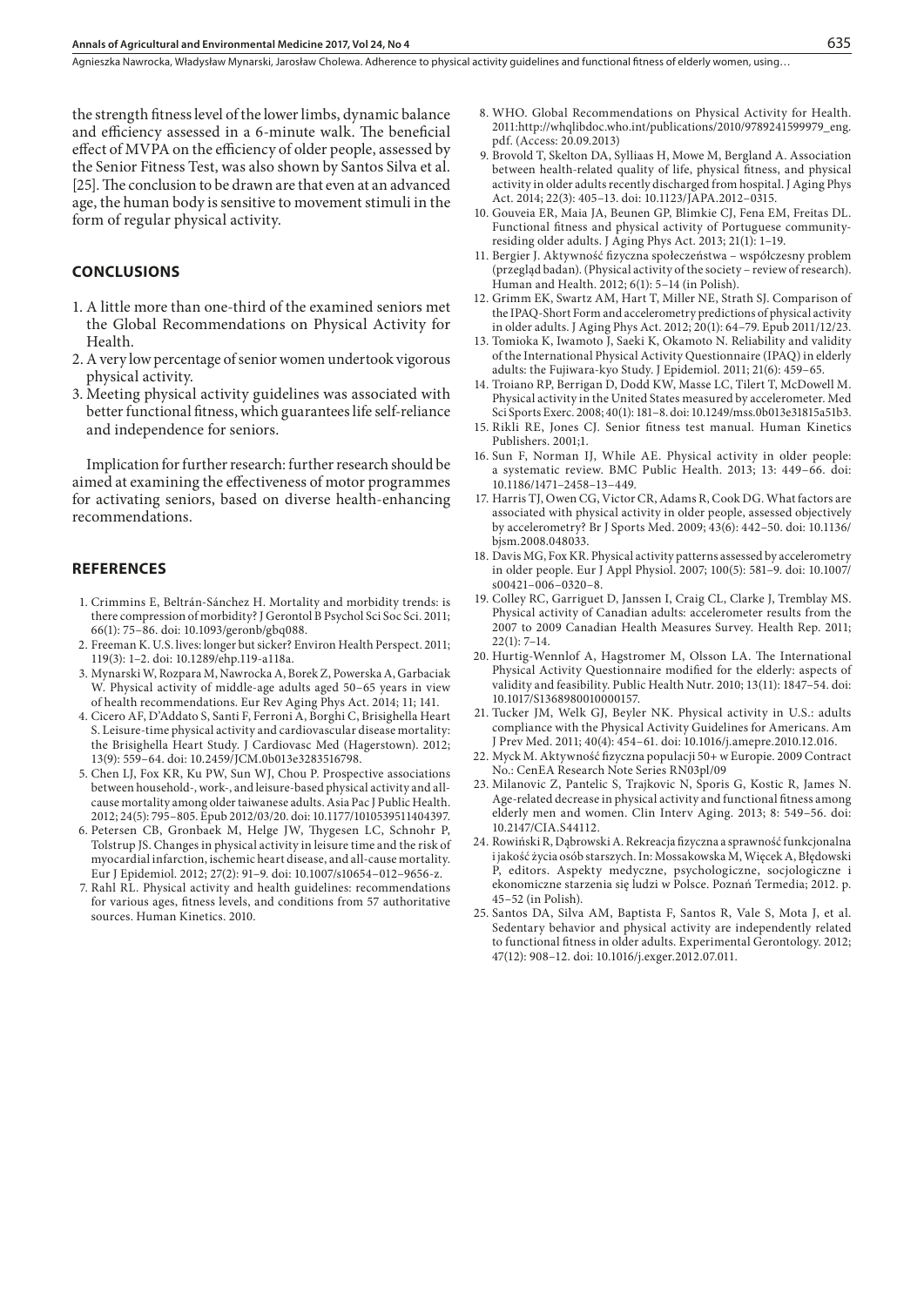the strength fitness level of the lower limbs, dynamic balance and efficiency assessed in a 6-minute walk. The beneficial effect of MVPA on the efficiency of older people, assessed by the Senior Fitness Test, was also shown by Santos Silva et al. [25]. The conclusion to be drawn are that even at an advanced age, the human body is sensitive to movement stimuli in the form of regular physical activity.

## CONCLUSIONS

1. A little more than one-third of the examined seniors met the Global Recommendations on Physical Activity for Health.
2. A very low percentage of senior women undertook vigorous physical activity.
3. Meeting physical activity guidelines was associated with better functional fitness, which guarantees life self-reliance and independence for seniors.

Implication for further research: further research should be aimed at examining the effectiveness of motor programmes for activating seniors, based on diverse health-enhancing recommendations.

## REFERENCES

1. Crimmins E, Beltrán-Sánchez H. Mortality and morbidity trends: is there compression of morbidity? J Gerontol B Psychol Sci Soc Sci. 2011; 66(1): 75–86. doi: 10.1093/geronb/gbq088.
2. Freeman K. U.S. lives: longer but sicker? Environ Health Perspect. 2011; 119(3): 1–2. doi: 10.1289/ehp.119-a118a.
3. Mynarski W, Rozpara M, Nawrocka A, Borek Z, Powerska A, Garbaciak W. Physical activity of middle-age adults aged 50–65 years in view of health recommendations. Eur Rev Aging Phys Act. 2014; 11; 141.
4. Cicero AF, D'Addato S, Santi F, Ferroni A, Borghi C, Brisighella Heart S. Leisure-time physical activity and cardiovascular disease mortality: the Brisighella Heart Study. J Cardiovasc Med (Hagerstown). 2012; 13(9): 559–64. doi: 10.2459/JCM.0b013e3283516798.
5. Chen LJ, Fox KR, Ku PW, Sun WJ, Chou P. Prospective associations between household-, work-, and leisure-based physical activity and all-cause mortality among older taiwanese adults. Asia Pac J Public Health. 2012; 24(5): 795–805. Epub 2012/03/20. doi: 10.1177/1010539511404397.
6. Petersen CB, Gronbaek M, Helge JW, Thygesen LC, Schnohr P, Tolstrup JS. Changes in physical activity in leisure time and the risk of myocardial infarction, ischemic heart disease, and all-cause mortality. Eur J Epidemiol. 2012; 27(2): 91–9. doi: 10.1007/s10654–012–9656-z.
7. Rahl RL. Physical activity and health guidelines: recommendations for various ages, fitness levels, and conditions from 57 authoritative sources. Human Kinetics. 2010.
8. WHO. Global Recommendations on Physical Activity for Health. 2011:http://whqlibdoc.who.int/publications/2010/9789241599979_eng.pdf. (Access: 20.09.2013)
9. Brovold T, Skelton DA, Sylliaas H, Mowe M, Bergland A. Association between health-related quality of life, physical fitness, and physical activity in older adults recently discharged from hospital. J Aging Phys Act. 2014; 22(3): 405–13. doi: 10.1123/JAPA.2012–0315.
10. Gouveia ER, Maia JA, Beunen GP, Blimkie CJ, Fena EM, Freitas DL. Functional fitness and physical activity of Portuguese community-residing older adults. J Aging Phys Act. 2013; 21(1): 1–19.
11. Bergier J. Aktywność fizyczna społeczeństwa – współczesny problem (przegląd badan). (Physical activity of the society – review of research). Human and Health. 2012; 6(1): 5–14 (in Polish).
12. Grimm EK, Swartz AM, Hart T, Miller NE, Strath SJ. Comparison of the IPAQ-Short Form and accelerometry predictions of physical activity in older adults. J Aging Phys Act. 2012; 20(1): 64–79. Epub 2011/12/23.
13. Tomioka K, Iwamoto J, Saeki K, Okamoto N. Reliability and validity of the International Physical Activity Questionnaire (IPAQ) in elderly adults: the Fujiwara-kyo Study. J Epidemiol. 2011; 21(6): 459–65.
14. Troiano RP, Berrigan D, Dodd KW, Masse LC, Tilert T, McDowell M. Physical activity in the United States measured by accelerometer. Med Sci Sports Exerc. 2008; 40(1): 181–8. doi: 10.1249/mss.0b013e31815a51b3.
15. Rikli RE, Jones CJ. Senior fitness test manual. Human Kinetics Publishers. 2001;1.
16. Sun F, Norman IJ, While AE. Physical activity in older people: a systematic review. BMC Public Health. 2013; 13: 449–66. doi: 10.1186/1471–2458–13–449.
17. Harris TJ, Owen CG, Victor CR, Adams R, Cook DG. What factors are associated with physical activity in older people, assessed objectively by accelerometry? Br J Sports Med. 2009; 43(6): 442–50. doi: 10.1136/bjsm.2008.048033.
18. Davis MG, Fox KR. Physical activity patterns assessed by accelerometry in older people. Eur J Appl Physiol. 2007; 100(5): 581–9. doi: 10.1007/s00421–006–0320–8.
19. Colley RC, Garriguet D, Janssen I, Craig CL, Clarke J, Tremblay MS. Physical activity of Canadian adults: accelerometer results from the 2007 to 2009 Canadian Health Measures Survey. Health Rep. 2011; 22(1): 7–14.
20. Hurtig-Wennlof A, Hagstromer M, Olsson LA. The International Physical Activity Questionnaire modified for the elderly: aspects of validity and feasibility. Public Health Nutr. 2010; 13(11): 1847–54. doi: 10.1017/S1368980010000157.
21. Tucker JM, Welk GJ, Beyler NK. Physical activity in U.S.: adults compliance with the Physical Activity Guidelines for Americans. Am J Prev Med. 2011; 40(4): 454–61. doi: 10.1016/j.amepre.2010.12.016.
22. Myck M. Aktywność fizyczna populacji 50+ w Europie. 2009 Contract No.: CenEA Research Note Series RN03pl/09
23. Milanovic Z, Pantelic S, Trajkovic N, Sporis G, Kostic R, James N. Age-related decrease in physical activity and functional fitness among elderly men and women. Clin Interv Aging. 2013; 8: 549–56. doi: 10.2147/CIA.S44112.
24. Rowiński R, Dąbrowski A. Rekreacja fizyczna a sprawność funkcjonalna i jakość życia osób starszych. In: Mossakowska M, Więcek A, Błędowski P, editors. Aspekty medyczne, psychologiczne, socjologiczne i ekonomiczne starzenia się ludzi w Polsce. Poznań Termedia; 2012. p. 45–52 (in Polish).
25. Santos DA, Silva AM, Baptista F, Santos R, Vale S, Mota J, et al. Sedentary behavior and physical activity are independently related to functional fitness in older adults. Experimental Gerontology. 2012; 47(12): 908–12. doi: 10.1016/j.exger.2012.07.011.